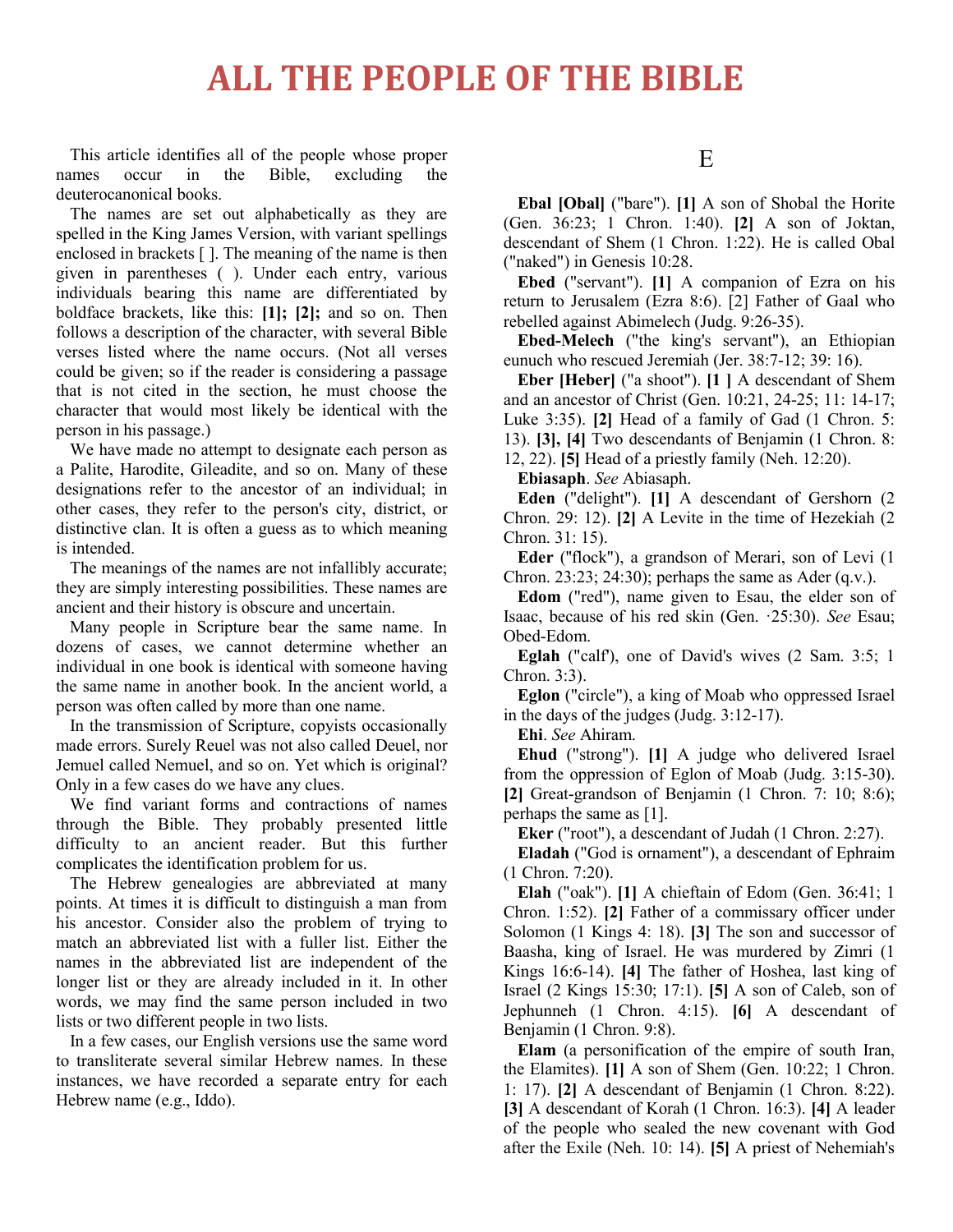# ALL THE PEOPLE OF THE BIBLE

This article identifies all of the people whose proper names occur in the Bible, excluding the deuterocanonical books.

The names are set out alphabetically as they are spelled in the King James Version, with variant spellings enclosed in brackets [ ]. The meaning of the name is then given in parentheses ( ). Under each entry, various individuals bearing this name are differentiated by boldface brackets, like this: **[1]; [2];** and so on. Then follows a description of the character, with several Bible verses listed where the name occurs. (Not all verses could be given; so if the reader is considering a passage that is not cited in the section, he must choose the character that would most likely be identical with the person in his passage.)

We have made no attempt to designate each person as a Palite, Harodite, Gileadite, and so on. Many of these designations refer to the ancestor of an individual; in other cases, they refer to the person's city, district, or distinctive clan. It is often a guess as to which meaning is intended.

The meanings of the names are not infallibly accurate; they are simply interesting possibilities. These names are ancient and their history is obscure and uncertain.

Many people in Scripture bear the same name. In dozens of cases, we cannot determine whether an individual in one book is identical with someone having the same name in another book. In the ancient world, a person was often called by more than one name.

In the transmission of Scripture, copyists occasionally made errors. Surely Reuel was not also called Deuel, nor Jemuel called Nemuel, and so on. Yet which is original? Only in a few cases do we have any clues.

We find variant forms and contractions of names through the Bible. They probably presented little difficulty to an ancient reader. But this further complicates the identification problem for us.

The Hebrew genealogies are abbreviated at many points. At times it is difficult to distinguish a man from his ancestor. Consider also the problem of trying to match an abbreviated list with a fuller list. Either the names in the abbreviated list are independent of the longer list or they are already included in it. In other words, we may find the same person included in two lists or two different people in two lists.

In a few cases, our English versions use the same word to transliterate several similar Hebrew names. In these instances, we have recorded a separate entry for each Hebrew name (e.g., Iddo).

## E

**Ebal [Obal]** ("bare"). **[1]** A son of Shobal the Horite (Gen. 36:23; 1 Chron. 1:40). **[2]** A son of Joktan, descendant of Shem (1 Chron. 1:22). He is called Obal ("naked") in Genesis 10:28.

**Ebed** ("servant"). **[1]** A companion of Ezra on his return to Jerusalem (Ezra 8:6). [2] Father of Gaal who rebelled against Abimelech (Judg. 9:26-35).

**Ebed-Melech** ("the king's servant"), an Ethiopian eunuch who rescued Jeremiah (Jer. 38:7-12; 39: 16).

**Eber [Heber]** ("a shoot"). **[1 ]** A descendant of Shem and an ancestor of Christ (Gen. 10:21, 24-25; 11: 14-17; Luke 3:35). **[2]** Head of a family of Gad (1 Chron. 5: 13). **[3], [4]** Two descendants of Benjamin (1 Chron. 8: 12, 22). **[5]** Head of a priestly family (Neh. 12:20).

**Ebiasaph**. *See* Abiasaph.

**Eden** ("delight"). **[1]** A descendant of Gershorn (2 Chron. 29: 12). **[2]** A Levite in the time of Hezekiah (2 Chron. 31: 15).

**Eder** ("flock"), a grandson of Merari, son of Levi (1 Chron. 23:23; 24:30); perhaps the same as Ader (q.v.).

**Edom** ("red"), name given to Esau, the elder son of Isaac, because of his red skin (Gen. ·25:30). *See* Esau; Obed-Edom.

**Eglah** ("calf'), one of David's wives (2 Sam. 3:5; 1 Chron. 3:3).

**Eglon** ("circle"), a king of Moab who oppressed Israel in the days of the judges (Judg. 3:12-17).

**Ehi**. *See* Ahiram.

**Ehud** ("strong"). **[1]** A judge who delivered Israel from the oppression of Eglon of Moab (Judg. 3:15-30). **[2]** Great-grandson of Benjamin (1 Chron. 7: 10; 8:6); perhaps the same as [1].

**Eker** ("root"), a descendant of Judah (1 Chron. 2:27).

**Eladah** ("God is ornament"), a descendant of Ephraim (1 Chron. 7:20).

**Elah** ("oak"). **[1]** A chieftain of Edom (Gen. 36:41; 1 Chron. 1:52). **[2]** Father of a commissary officer under Solomon (1 Kings 4: 18). **[3]** The son and successor of Baasha, king of Israel. He was murdered by Zimri (1 Kings 16:6-14). **[4]** The father of Hoshea, last king of Israel (2 Kings 15:30; 17:1). **[5]** A son of Caleb, son of Jephunneh (1 Chron. 4:15). **[6]** A descendant of Benjamin (1 Chron. 9:8).

**Elam** (a personification of the empire of south Iran, the Elamites). **[1]** A son of Shem (Gen. 10:22; 1 Chron. 1: 17). **[2]** A descendant of Benjamin (1 Chron. 8:22). **[3]** A descendant of Korah (1 Chron. 16:3). **[4]** A leader of the people who sealed the new covenant with God after the Exile (Neh. 10: 14). **[5]** A priest of Nehemiah's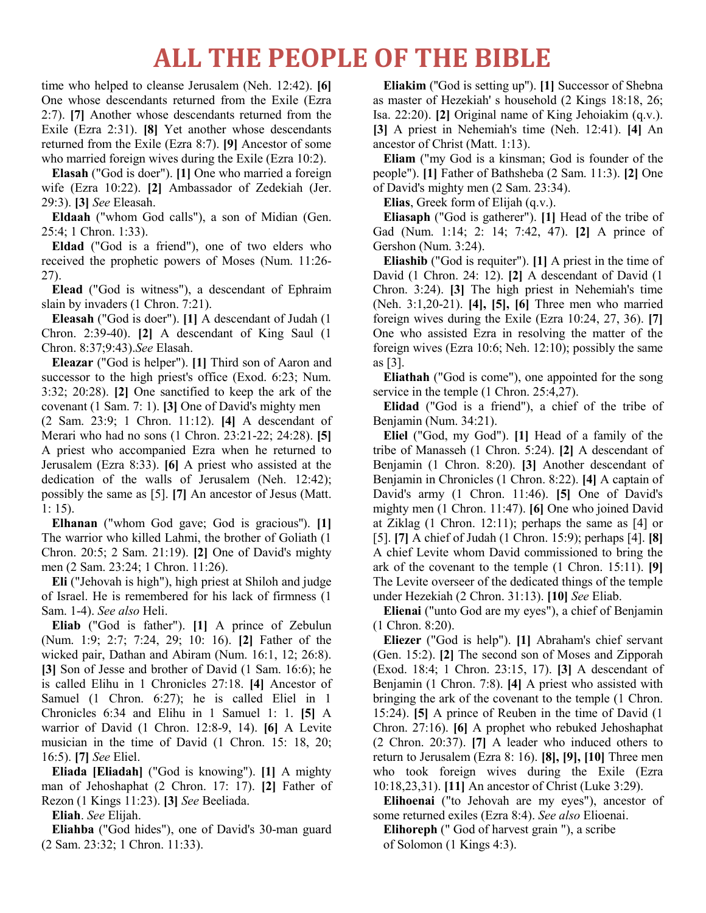time who helped to cleanse Jerusalem (Neh. 12:42). **[6]** One whose descendants returned from the Exile (Ezra 2:7). **[7]** Another whose descendants returned from the Exile (Ezra 2:31). **[8]** Yet another whose descendants returned from the Exile (Ezra 8:7). **[9]** Ancestor of some who married foreign wives during the Exile (Ezra 10:2).

**Elasah** ("God is doer"). **[1]** One who married a foreign wife (Ezra 10:22). **[2]** Ambassador of Zedekiah (Jer. 29:3). **[3]** *See* Eleasah.

**Eldaah** ("whom God calls"), a son of Midian (Gen. 25:4; 1 Chron. 1:33).

**Eldad** ("God is a friend"), one of two elders who received the prophetic powers of Moses (Num. 11:26-27).

**Elead** ("God is witness"), a descendant of Ephraim slain by invaders (1 Chron. 7:21).

**Eleasah** ("God is doer"). **[1]** A descendant of Judah (1 Chron. 2:39-40). **[2]** A descendant of King Saul (1 Chron. 8:37;9:43).*See* Elasah.

**Eleazar** ("God is helper"). **[1]** Third son of Aaron and successor to the high priest's office (Exod. 6:23; Num. 3:32; 20:28). **[2]** One sanctified to keep the ark of the covenant (1 Sam. 7: 1). **[3]** One of David's mighty men (2 Sam. 23:9; 1 Chron. 11:12). **[4]** A descendant of Merari who had no sons (1 Chron. 23:21-22; 24:28). **[5]** A priest who accompanied Ezra when he returned to Jerusalem (Ezra 8:33). **[6]** A priest who assisted at the dedication of the walls of Jerusalem (Neh. 12:42); possibly the same as [5]. **[7]** An ancestor of Jesus (Matt. 1: 15).

**Elhanan** ("whom God gave; God is gracious"). **[1]** The warrior who killed Lahmi, the brother of Goliath (1 Chron. 20:5; 2 Sam. 21:19). **[2]** One of David's mighty men (2 Sam. 23:24; 1 Chron. 11:26).

**Eli** ("Jehovah is high"), high priest at Shiloh and judge of Israel. He is remembered for his lack of firmness (1 Sam. 1-4). *See also* Heli.

**Eliab** ("God is father"). **[1]** A prince of Zebulun (Num. 1:9; 2:7; 7:24, 29; 10: 16). **[2]** Father of the wicked pair, Dathan and Abiram (Num. 16:1, 12; 26:8). **[3]** Son of Jesse and brother of David (1 Sam. 16:6); he is called Elihu in 1 Chronicles 27:18. **[4]** Ancestor of Samuel (1 Chron. 6:27); he is called Eliel in 1 Chronicles 6:34 and Elihu in 1 Samuel 1: 1. **[5]** A warrior of David (1 Chron. 12:8-9, 14). **[6]** A Levite musician in the time of David (1 Chron. 15: 18, 20; 16:5). **[7]** *See* Eliel.

**Eliada [Eliadah]** ("God is knowing"). **[1]** A mighty man of Jehoshaphat (2 Chron. 17: 17). **[2]** Father of Rezon (1 Kings 11:23). **[3]** *See* Beeliada.

**Eliah**. *See* Elijah.

**Eliahba** ("God hides"), one of David's 30-man guard (2 Sam. 23:32; 1 Chron. 11:33).

**Eliakim** ("God is setting up"). **[1]** Successor of Shebna as master of Hezekiah' s household (2 Kings 18:18, 26; Isa. 22:20). **[2]** Original name of King Jehoiakim (q.v.). **[3]** A priest in Nehemiah's time (Neh. 12:41). **[4]** An ancestor of Christ (Matt. 1:13).

**Eliam** ("my God is a kinsman; God is founder of the people"). **[1]** Father of Bathsheba (2 Sam. 11:3). **[2]** One of David's mighty men (2 Sam. 23:34).

**Elias**, Greek form of Elijah (q.v.).

**Eliasaph** ("God is gatherer"). **[1]** Head of the tribe of Gad (Num. 1:14; 2: 14; 7:42, 47). **[2]** A prince of Gershon (Num. 3:24).

**Eliashib** ("God is requiter"). **[1]** A priest in the time of David (1 Chron. 24: 12). **[2]** A descendant of David (1 Chron. 3:24). **[3]** The high priest in Nehemiah's time (Neh. 3:1,20-21). **[4], [5], [6]** Three men who married foreign wives during the Exile (Ezra 10:24, 27, 36). **[7]** One who assisted Ezra in resolving the matter of the foreign wives (Ezra 10:6; Neh. 12:10); possibly the same as [3].

**Eliathah** ("God is come"), one appointed for the song service in the temple (1 Chron. 25:4,27).

**Elidad** ("God is a friend"), a chief of the tribe of Benjamin (Num. 34:21).

**Eliel** ("God, my God"). **[1]** Head of a family of the tribe of Manasseh (1 Chron. 5:24). **[2]** A descendant of Benjamin (1 Chron. 8:20). **[3]** Another descendant of Benjamin in Chronicles (1 Chron. 8:22). **[4]** A captain of David's army (1 Chron. 11:46). **[5]** One of David's mighty men (1 Chron. 11:47). **[6]** One who joined David at Ziklag (1 Chron. 12:11); perhaps the same as [4] or [5]. **[7]** A chief of Judah (1 Chron. 15:9); perhaps [4]. **[8]** A chief Levite whom David commissioned to bring the ark of the covenant to the temple (1 Chron. 15:11). **[9]** The Levite overseer of the dedicated things of the temple under Hezekiah (2 Chron. 31:13). **[10]** *See* Eliab.

**Elienai** ("unto God are my eyes"), a chief of Benjamin (1 Chron. 8:20).

**Eliezer** ("God is help"). **[1]** Abraham's chief servant (Gen. 15:2). **[2]** The second son of Moses and Zipporah (Exod. 18:4; 1 Chron. 23:15, 17). **[3]** A descendant of Benjamin (1 Chron. 7:8). **[4]** A priest who assisted with bringing the ark of the covenant to the temple (1 Chron. 15:24). **[5]** A prince of Reuben in the time of David (1 Chron. 27:16). **[6]** A prophet who rebuked Jehoshaphat (2 Chron. 20:37). **[7]** A leader who induced others to return to Jerusalem (Ezra 8: 16). **[8], [9], [10]** Three men who took foreign wives during the Exile (Ezra 10:18,23,31). **[11]** An ancestor of Christ (Luke 3:29).

**Elihoenai** ("to Jehovah are my eyes"), ancestor of some returned exiles (Ezra 8:4). *See also* Elioenai.

**Elihoreph** (" God of harvest grain "), a scribe of Solomon (1 Kings 4:3).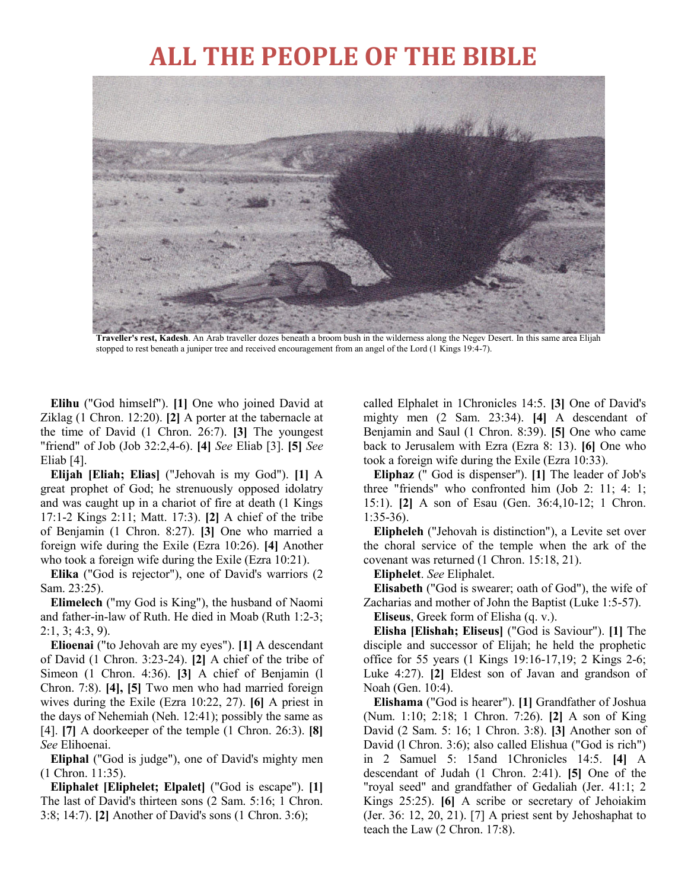# ALL THE PEOPLE OF THE BIBLE

**Traveller's rest, Kadesh**. An Arab traveller dozes beneath a broom bush in the wilderness along the Negev Desert. In this same area Elijah stopped to rest beneath a juniper tree and received encouragement from an angel of the Lord (1 Kings 19:4-7).

**Elihu** ("God himself"). **[1]** One who joined David at Ziklag (1 Chron. 12:20). **[2]** A porter at the tabernacle at the time of David (1 Chron. 26:7). **[3]** The youngest "friend" of Job (Job 32:2,4-6). **[4]** *See* Eliab [3]. **[5]** *See* Eliab [4].

**Elijah [Eliah; Elias]** ("Jehovah is my God"). **[1]** A great prophet of God; he strenuously opposed idolatry and was caught up in a chariot of fire at death (1 Kings 17:1-2 Kings 2:11; Matt. 17:3). **[2]** A chief of the tribe of Benjamin (1 Chron. 8:27). **[3]** One who married a foreign wife during the Exile (Ezra 10:26). **[4]** Another who took a foreign wife during the Exile (Ezra 10:21).

**Elika** ("God is rejector"), one of David's warriors (2 Sam. 23:25).

**Elimelech** ("my God is King"), the husband of Naomi and father-in-law of Ruth. He died in Moab (Ruth 1:2-3; 2:1, 3; 4:3, 9).

**Elioenai** ("to Jehovah are my eyes"). **[1]** A descendant of David (1 Chron. 3:23-24). **[2]** A chief of the tribe of Simeon (1 Chron. 4:36). **[3]** A chief of Benjamin (l Chron. 7:8). **[4], [5]** Two men who had married foreign wives during the Exile (Ezra 10:22, 27). **[6]** A priest in the days of Nehemiah (Neh. 12:41); possibly the same as [4]. **[7]** A doorkeeper of the temple (1 Chron. 26:3). **[8]** *See* Elihoenai.

**Eliphal** ("God is judge"), one of David's mighty men (1 Chron. 11:35).

**Eliphalet [Eliphelet; Elpalet]** ("God is escape"). **[1]** The last of David's thirteen sons (2 Sam. 5:16; 1 Chron. 3:8; 14:7). **[2]** Another of David's sons (1 Chron. 3:6); called Elphalet in 1Chronicles 14:5. **[3]** One of David's mighty men (2 Sam. 23:34). **[4]** A descendant of Benjamin and Saul (1 Chron. 8:39). **[5]** One who came back to Jerusalem with Ezra (Ezra 8: 13). **[6]** One who took a foreign wife during the Exile (Ezra 10:33).

**Eliphaz** (" God is dispenser"). **[1]** The leader of Job's three "friends" who confronted him (Job 2: 11; 4: 1; 15:1). **[2]** A son of Esau (Gen. 36:4,10-12; 1 Chron. 1:35-36).

**Elipheleh** ("Jehovah is distinction"), a Levite set over the choral service of the temple when the ark of the covenant was returned (1 Chron. 15:18, 21).

**Eliphelet**. *See* Eliphalet.

**Elisabeth** ("God is swearer; oath of God"), the wife of Zacharias and mother of John the Baptist (Luke 1:5-57).

**Eliseus**, Greek form of Elisha (q. v.).

**Elisha [Elishah; Eliseus]** ("God is Saviour"). **[1]** The disciple and successor of Elijah; he held the prophetic office for 55 years (1 Kings 19:16-17,19; 2 Kings 2-6; Luke 4:27). **[2]** Eldest son of Javan and grandson of Noah (Gen. 10:4).

**Elishama** ("God is hearer"). **[1]** Grandfather of Joshua (Num. 1:10; 2:18; 1 Chron. 7:26). **[2]** A son of King David (2 Sam. 5: 16; 1 Chron. 3:8). **[3]** Another son of David (l Chron. 3:6); also called Elishua ("God is rich") in 2 Samuel 5: 15and 1Chronicles 14:5. **[4]** A descendant of Judah (1 Chron. 2:41). **[5]** One of the "royal seed" and grandfather of Gedaliah (Jer. 41:1; 2 Kings 25:25). **[6]** A scribe or secretary of Jehoiakim (Jer. 36: 12, 20, 21). [7] A priest sent by Jehoshaphat to teach the Law (2 Chron. 17:8).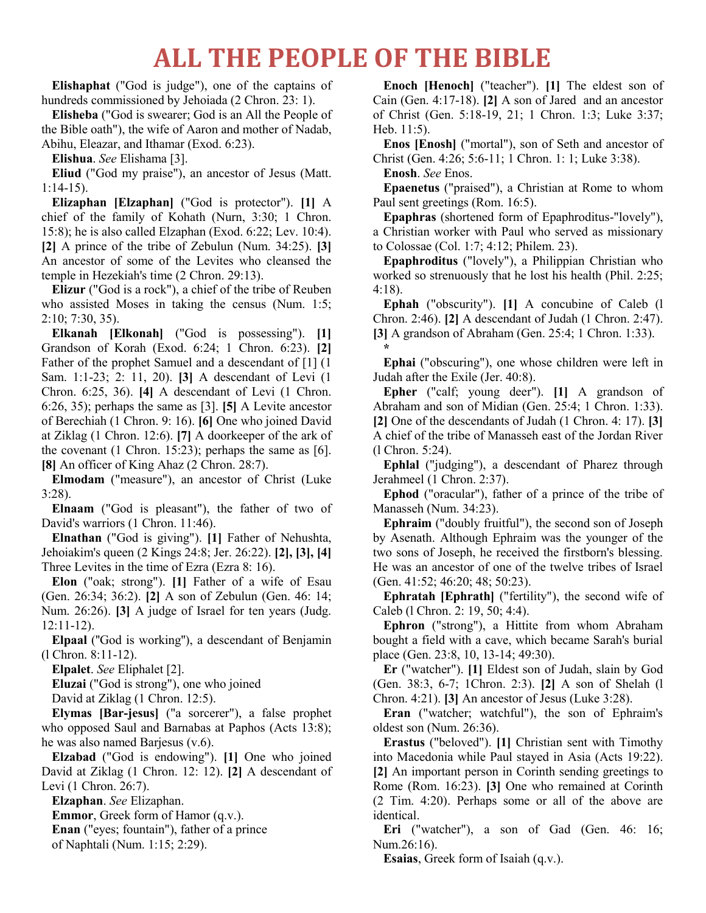# ALL THE PEOPLE OF THE BIBLE

**Elishaphat** ("God is judge"), one of the captains of hundreds commissioned by Jehoiada (2 Chron. 23: 1).

**Elisheba** ("God is swearer; God is an All the People of the Bible oath"), the wife of Aaron and mother of Nadab, Abihu, Eleazar, and Ithamar (Exod. 6:23).

**Elishua**. *See* Elishama [3].

**Eliud** ("God my praise"), an ancestor of Jesus (Matt. 1:14-15).

**Elizaphan [Elzaphan]** ("God is protector"). **[1]** A chief of the family of Kohath (Nurn, 3:30; 1 Chron. 15:8); he is also called Elzaphan (Exod. 6:22; Lev. 10:4). **[2]** A prince of the tribe of Zebulun (Num. 34:25). **[3]** An ancestor of some of the Levites who cleansed the temple in Hezekiah's time (2 Chron. 29:13).

**Elizur** ("God is a rock"), a chief of the tribe of Reuben who assisted Moses in taking the census (Num. 1:5; 2:10; 7:30, 35).

**Elkanah [Elkonah]** ("God is possessing"). **[1]** Grandson of Korah (Exod. 6:24; 1 Chron. 6:23). **[2]** Father of the prophet Samuel and a descendant of [1] (1 Sam. 1:1-23; 2: 11, 20). **[3]** A descendant of Levi (1 Chron. 6:25, 36). **[4]** A descendant of Levi (1 Chron. 6:26, 35); perhaps the same as [3]. **[5]** A Levite ancestor of Berechiah (1 Chron. 9: 16). **[6]** One who joined David at Ziklag (1 Chron. 12:6). **[7]** A doorkeeper of the ark of the covenant (1 Chron. 15:23); perhaps the same as [6]. **[8]** An officer of King Ahaz (2 Chron. 28:7).

**Elmodam** ("measure"), an ancestor of Christ (Luke 3:28).

**Elnaam** ("God is pleasant"), the father of two of David's warriors (1 Chron. 11:46).

**Elnathan** ("God is giving"). **[1]** Father of Nehushta, Jehoiakim's queen (2 Kings 24:8; Jer. 26:22). **[2], [3], [4]** Three Levites in the time of Ezra (Ezra 8: 16).

**Elon** ("oak; strong"). **[1]** Father of a wife of Esau (Gen. 26:34; 36:2). **[2]** A son of Zebulun (Gen. 46: 14; Num. 26:26). **[3]** A judge of Israel for ten years (Judg. 12:11-12).

**Elpaal** ("God is working"), a descendant of Benjamin (l Chron. 8:11-12).

**Elpalet**. *See* Eliphalet [2].

**Eluzai** ("God is strong"), one who joined David at Ziklag (1 Chron. 12:5).

**Elymas [Bar-jesus]** ("a sorcerer"), a false prophet who opposed Saul and Barnabas at Paphos (Acts 13:8); he was also named Barjesus (v.6).

**Elzabad** ("God is endowing"). **[1]** One who joined David at Ziklag (1 Chron. 12: 12). **[2]** A descendant of Levi (1 Chron. 26:7).

**Elzaphan**. *See* Elizaphan.

**Emmor**, Greek form of Hamor (q.v.).

**Enan** ("eyes; fountain"), father of a prince of Naphtali (Num. 1:15; 2:29).

**Enoch [Henoch]** ("teacher"). **[1]** The eldest son of Cain (Gen. 4:17-18). **[2]** A son of Jared and an ancestor of Christ (Gen. 5:18-19, 21; 1 Chron. 1:3; Luke 3:37; Heb. 11:5).

**Enos [Enosh]** ("mortal"), son of Seth and ancestor of Christ (Gen. 4:26; 5:6-11; 1 Chron. 1: 1; Luke 3:38).

**Enosh**. *See* Enos.

**Epaenetus** ("praised"), a Christian at Rome to whom Paul sent greetings (Rom. 16:5).

**Epaphras** (shortened form of Epaphroditus-"lovely"), a Christian worker with Paul who served as missionary to Colossae (Col. 1:7; 4:12; Philem. 23).

**Epaphroditus** ("lovely"), a Philippian Christian who worked so strenuously that he lost his health (Phil. 2:25; 4:18).

**Ephah** ("obscurity"). **[1]** A concubine of Caleb (l Chron. 2:46). **[2]** A descendant of Judah (1 Chron. 2:47). **[3]** A grandson of Abraham (Gen. 25:4; 1 Chron. 1:33).

*

**Ephai** ("obscuring"), one whose children were left in Judah after the Exile (Jer. 40:8).

**Epher** ("calf; young deer"). **[1]** A grandson of Abraham and son of Midian (Gen. 25:4; 1 Chron. 1:33). **[2]** One of the descendants of Judah (1 Chron. 4: 17). **[3]** A chief of the tribe of Manasseh east of the Jordan River (l Chron. 5:24).

**Ephlal** ("judging"), a descendant of Pharez through Jerahmeel (1 Chron. 2:37).

**Ephod** ("oracular"), father of a prince of the tribe of Manasseh (Num. 34:23).

**Ephraim** ("doubly fruitful"), the second son of Joseph by Asenath. Although Ephraim was the younger of the two sons of Joseph, he received the firstborn's blessing. He was an ancestor of one of the twelve tribes of Israel (Gen. 41:52; 46:20; 48; 50:23).

**Ephratah [Ephrath]** ("fertility"), the second wife of Caleb (l Chron. 2: 19, 50; 4:4).

**Ephron** ("strong"), a Hittite from whom Abraham bought a field with a cave, which became Sarah's burial place (Gen. 23:8, 10, 13-14; 49:30).

**Er** ("watcher"). **[1]** Eldest son of Judah, slain by God (Gen. 38:3, 6-7; 1Chron. 2:3). **[2]** A son of Shelah (l Chron. 4:21). **[3]** An ancestor of Jesus (Luke 3:28).

**Eran** ("watcher; watchful"), the son of Ephraim's oldest son (Num. 26:36).

**Erastus** ("beloved"). **[1]** Christian sent with Timothy into Macedonia while Paul stayed in Asia (Acts 19:22). **[2]** An important person in Corinth sending greetings to Rome (Rom. 16:23). **[3]** One who remained at Corinth (2 Tim. 4:20). Perhaps some or all of the above are identical.

**Eri** ("watcher"), a son of Gad (Gen. 46: 16; Num.26:16).

**Esaias**, Greek form of Isaiah (q.v.).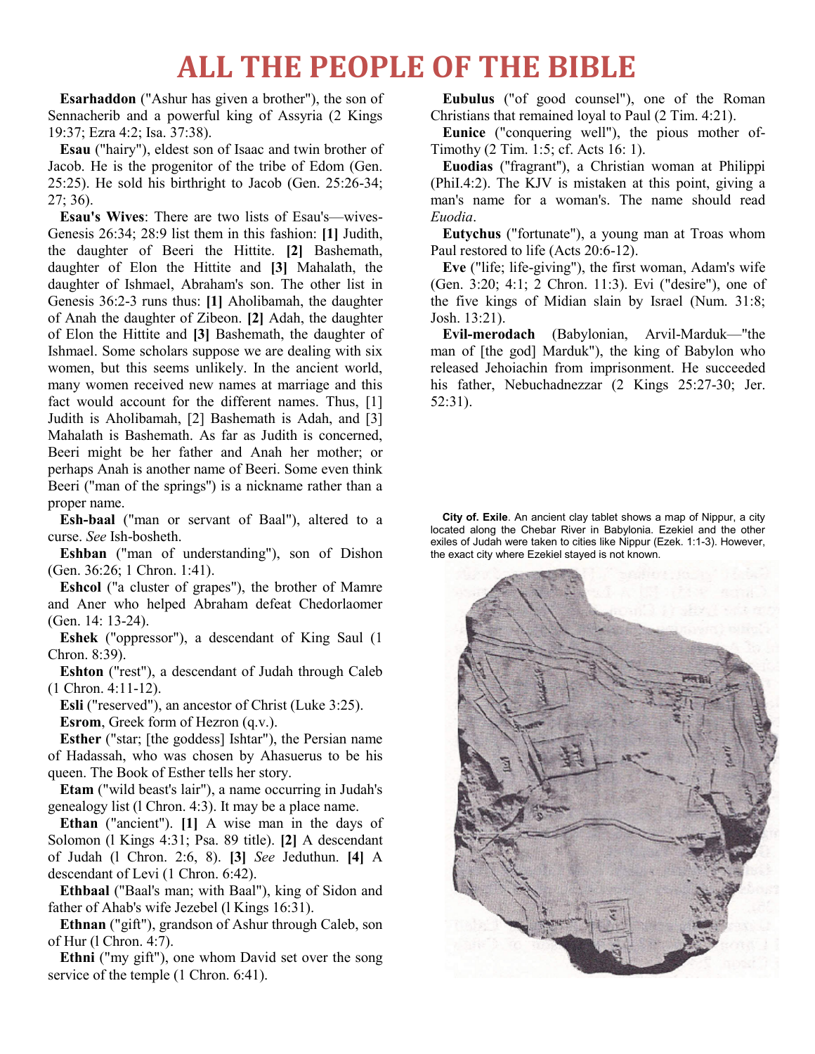# ALL THE PEOPLE OF THE BIBLE

**Esarhaddon** ("Ashur has given a brother"), the son of Sennacherib and a powerful king of Assyria (2 Kings 19:37; Ezra 4:2; Isa. 37:38).

**Esau** ("hairy"), eldest son of Isaac and twin brother of Jacob. He is the progenitor of the tribe of Edom (Gen. 25:25). He sold his birthright to Jacob (Gen. 25:26-34; 27; 36).

**Esau's Wives**: There are two lists of Esau's—wives-Genesis 26:34; 28:9 list them in this fashion: **[1]** Judith, the daughter of Beeri the Hittite. **[2]** Bashemath, daughter of Elon the Hittite and **[3]** Mahalath, the daughter of Ishmael, Abraham's son. The other list in Genesis 36:2-3 runs thus: **[1]** Aholibamah, the daughter of Anah the daughter of Zibeon. **[2]** Adah, the daughter of Elon the Hittite and **[3]** Bashemath, the daughter of Ishmael. Some scholars suppose we are dealing with six women, but this seems unlikely. In the ancient world, many women received new names at marriage and this fact would account for the different names. Thus, [1] Judith is Aholibamah, [2] Bashemath is Adah, and [3] Mahalath is Bashemath. As far as Judith is concerned, Beeri might be her father and Anah her mother; or perhaps Anah is another name of Beeri. Some even think Beeri ("man of the springs") is a nickname rather than a proper name.

**Esh-baal** ("man or servant of Baal"), altered to a curse. *See* Ish-bosheth.

**Eshban** ("man of understanding"), son of Dishon (Gen. 36:26; 1 Chron. 1:41).

**Eshcol** ("a cluster of grapes"), the brother of Mamre and Aner who helped Abraham defeat Chedorlaomer (Gen. 14: 13-24).

**Eshek** ("oppressor"), a descendant of King Saul (1 Chron. 8:39).

**Eshton** ("rest"), a descendant of Judah through Caleb (1 Chron. 4:11-12).

**Esli** ("reserved"), an ancestor of Christ (Luke 3:25).

**Esrom**, Greek form of Hezron (q.v.).

**Esther** ("star; [the goddess] Ishtar"), the Persian name of Hadassah, who was chosen by Ahasuerus to be his queen. The Book of Esther tells her story.

**Etam** ("wild beast's lair"), a name occurring in Judah's genealogy list (l Chron. 4:3). It may be a place name.

**Ethan** ("ancient"). **[1]** A wise man in the days of Solomon (l Kings 4:31; Psa. 89 title). **[2]** A descendant of Judah (l Chron. 2:6, 8). **[3]** *See* Jeduthun. **[4]** A descendant of Levi (1 Chron. 6:42).

**Ethbaal** ("Baal's man; with Baal"), king of Sidon and father of Ahab's wife Jezebel (l Kings 16:31).

**Ethnan** ("gift"), grandson of Ashur through Caleb, son of Hur (l Chron. 4:7).

**Ethni** ("my gift"), one whom David set over the song service of the temple (1 Chron. 6:41).

**Eubulus** ("of good counsel"), one of the Roman Christians that remained loyal to Paul (2 Tim. 4:21).

**Eunice** ("conquering well"), the pious mother of-Timothy (2 Tim. 1:5; cf. Acts 16: 1).

**Euodias** ("fragrant"), a Christian woman at Philippi (PhiI.4:2). The KJV is mistaken at this point, giving a man's name for a woman's. The name should read *Euodia*.

**Eutychus** ("fortunate"), a young man at Troas whom Paul restored to life (Acts 20:6-12).

**Eve** ("life; life-giving"), the first woman, Adam's wife (Gen. 3:20; 4:1; 2 Chron. 11:3). Evi ("desire"), one of the five kings of Midian slain by Israel (Num. 31:8; Josh. 13:21).

**Evil-merodach** (Babylonian, Arvil-Marduk—"the man of [the god] Marduk"), the king of Babylon who released Jehoiachin from imprisonment. He succeeded his father, Nebuchadnezzar (2 Kings 25:27-30; Jer. 52:31).

**City of. Exile**. An ancient clay tablet shows a map of Nippur, a city located along the Chebar River in Babylonia. Ezekiel and the other exiles of Judah were taken to cities like Nippur (Ezek. 1:1-3). However, the exact city where Ezekiel stayed is not known.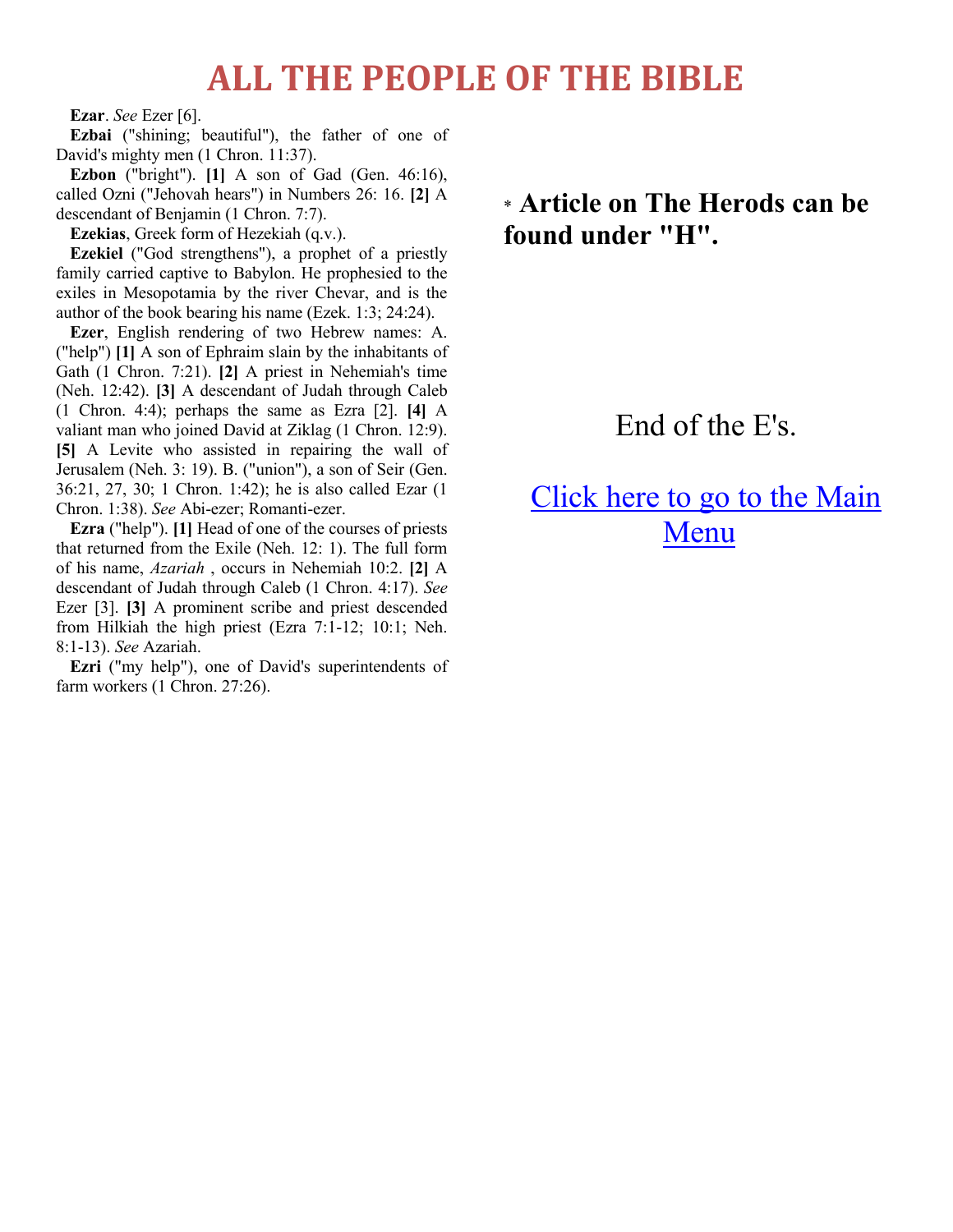**Ezar**. *See* Ezer [6].

**Ezbai** ("shining; beautiful"), the father of one of David's mighty men (1 Chron. 11:37).

**Ezbon** ("bright"). **[1]** A son of Gad (Gen. 46:16), called Ozni ("Jehovah hears") in Numbers 26: 16. **[2]** A descendant of Benjamin (1 Chron. 7:7).

**Ezekias**, Greek form of Hezekiah (q.v.).

**Ezekiel** ("God strengthens"), a prophet of a priestly family carried captive to Babylon. He prophesied to the exiles in Mesopotamia by the river Chevar, and is the author of the book bearing his name (Ezek. 1:3; 24:24).

**Ezer**, English rendering of two Hebrew names: A. ("help") **[1]** A son of Ephraim slain by the inhabitants of Gath (1 Chron. 7:21). **[2]** A priest in Nehemiah's time (Neh. 12:42). **[3]** A descendant of Judah through Caleb (1 Chron. 4:4); perhaps the same as Ezra [2]. **[4]** A valiant man who joined David at Ziklag (1 Chron. 12:9). **[5]** A Levite who assisted in repairing the wall of Jerusalem (Neh. 3: 19). B. ("union"), a son of Seir (Gen. 36:21, 27, 30; 1 Chron. 1:42); he is also called Ezar (1 Chron. 1:38). *See* Abi-ezer; Romanti-ezer.

**Ezra** ("help"). **[1]** Head of one of the courses of priests that returned from the Exile (Neh. 12: 1). The full form of his name, *Azariah* , occurs in Nehemiah 10:2. **[2]** A descendant of Judah through Caleb (1 Chron. 4:17). *See* Ezer [3]. **[3]** A prominent scribe and priest descended from Hilkiah the high priest (Ezra 7:1-12; 10:1; Neh. 8:1-13). *See* Azariah.

**Ezri** ("my help"), one of David's superintendents of farm workers (1 Chron. 27:26).

* **Article on The Herods can be found under "H".**

End of the E's.

[Click here to go to the Main Menu]